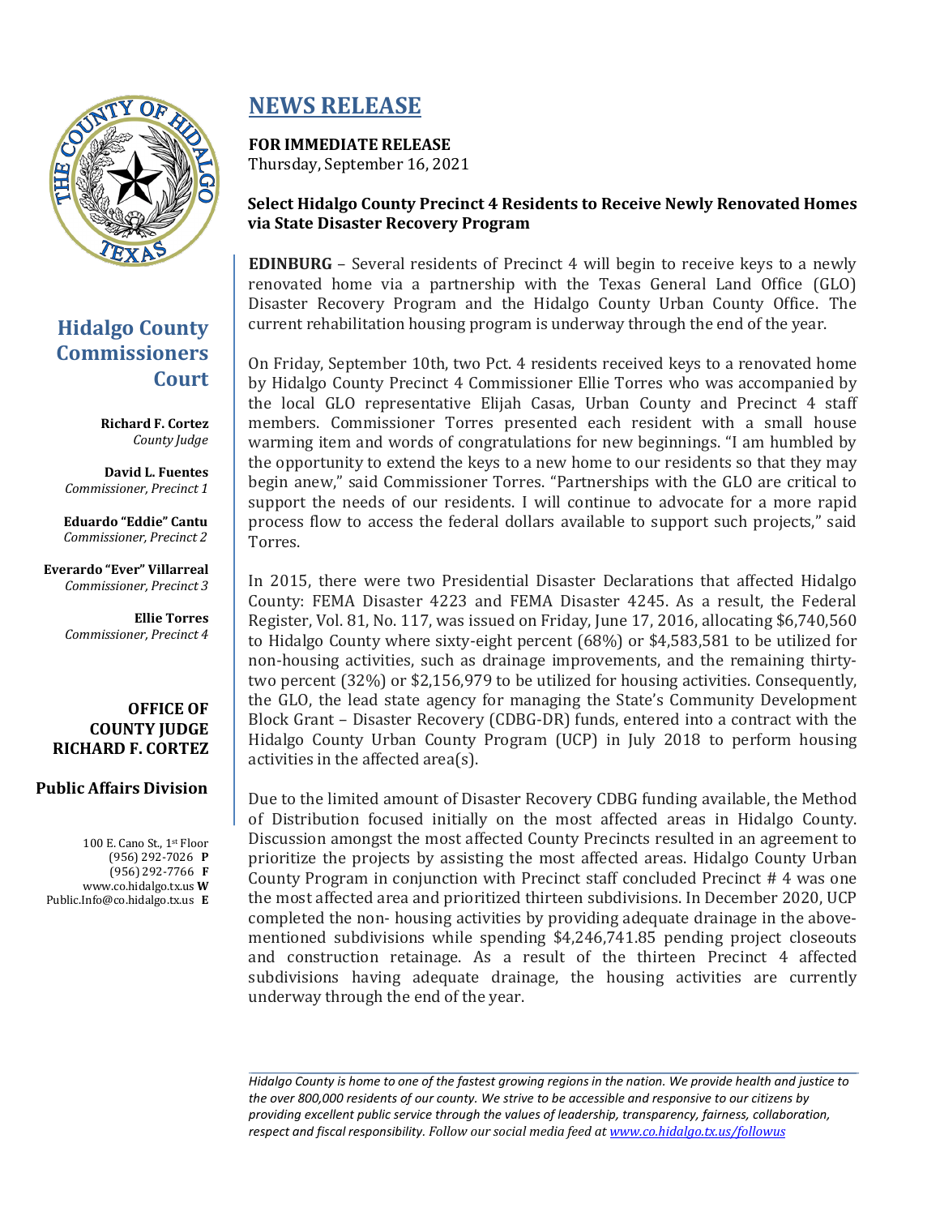# NEWS RELEASE

**FOR IMMEDIATE RELEASE**
Thursday, September 16, 2021

**Select Hidalgo County Precinct 4 Residents to Receive Newly Renovated Homes via State Disaster Recovery Program**

**Hidalgo County Commissioners Court**

**Richard F. Cortez**
*County Judge*

**David L. Fuentes**
*Commissioner, Precinct 1*

**Eduardo "Eddie" Cantu**
*Commissioner, Precinct 2*

**Everardo "Ever" Villarreal**
*Commissioner, Precinct 3*

**Ellie Torres**
*Commissioner, Precinct 4*

**OFFICE OF COUNTY JUDGE RICHARD F. CORTEZ**

**Public Affairs Division**

100 E. Cano St., 1st Floor
(956) 292-7026 **P**
(956) 292-7766 **F**
www.co.hidalgo.tx.us **W**
Public.Info@co.hidalgo.tx.us **E**

**EDINBURG** – Several residents of Precinct 4 will begin to receive keys to a newly renovated home via a partnership with the Texas General Land Office (GLO) Disaster Recovery Program and the Hidalgo County Urban County Office. The current rehabilitation housing program is underway through the end of the year.

On Friday, September 10th, two Pct. 4 residents received keys to a renovated home by Hidalgo County Precinct 4 Commissioner Ellie Torres who was accompanied by the local GLO representative Elijah Casas, Urban County and Precinct 4 staff members. Commissioner Torres presented each resident with a small house warming item and words of congratulations for new beginnings. "I am humbled by the opportunity to extend the keys to a new home to our residents so that they may begin anew," said Commissioner Torres. "Partnerships with the GLO are critical to support the needs of our residents. I will continue to advocate for a more rapid process flow to access the federal dollars available to support such projects," said Torres.

In 2015, there were two Presidential Disaster Declarations that affected Hidalgo County: FEMA Disaster 4223 and FEMA Disaster 4245. As a result, the Federal Register, Vol. 81, No. 117, was issued on Friday, June 17, 2016, allocating $6,740,560 to Hidalgo County where sixty-eight percent (68%) or $4,583,581 to be utilized for non-housing activities, such as drainage improvements, and the remaining thirty-two percent (32%) or $2,156,979 to be utilized for housing activities. Consequently, the GLO, the lead state agency for managing the State's Community Development Block Grant – Disaster Recovery (CDBG-DR) funds, entered into a contract with the Hidalgo County Urban County Program (UCP) in July 2018 to perform housing activities in the affected area(s).

Due to the limited amount of Disaster Recovery CDBG funding available, the Method of Distribution focused initially on the most affected areas in Hidalgo County. Discussion amongst the most affected County Precincts resulted in an agreement to prioritize the projects by assisting the most affected areas. Hidalgo County Urban County Program in conjunction with Precinct staff concluded Precinct # 4 was one the most affected area and prioritized thirteen subdivisions. In December 2020, UCP completed the non- housing activities by providing adequate drainage in the above-mentioned subdivisions while spending $4,246,741.85 pending project closeouts and construction retainage. As a result of the thirteen Precinct 4 affected subdivisions having adequate drainage, the housing activities are currently underway through the end of the year.

*Hidalgo County is home to one of the fastest growing regions in the nation. We provide health and justice to the over 800,000 residents of our county. We strive to be accessible and responsive to our citizens by providing excellent public service through the values of leadership, transparency, fairness, collaboration, respect and fiscal responsibility. Follow our social media feed at [www.co.hidalgo.tx.us/followus](www.co.hidalgo.tx.us/followus)*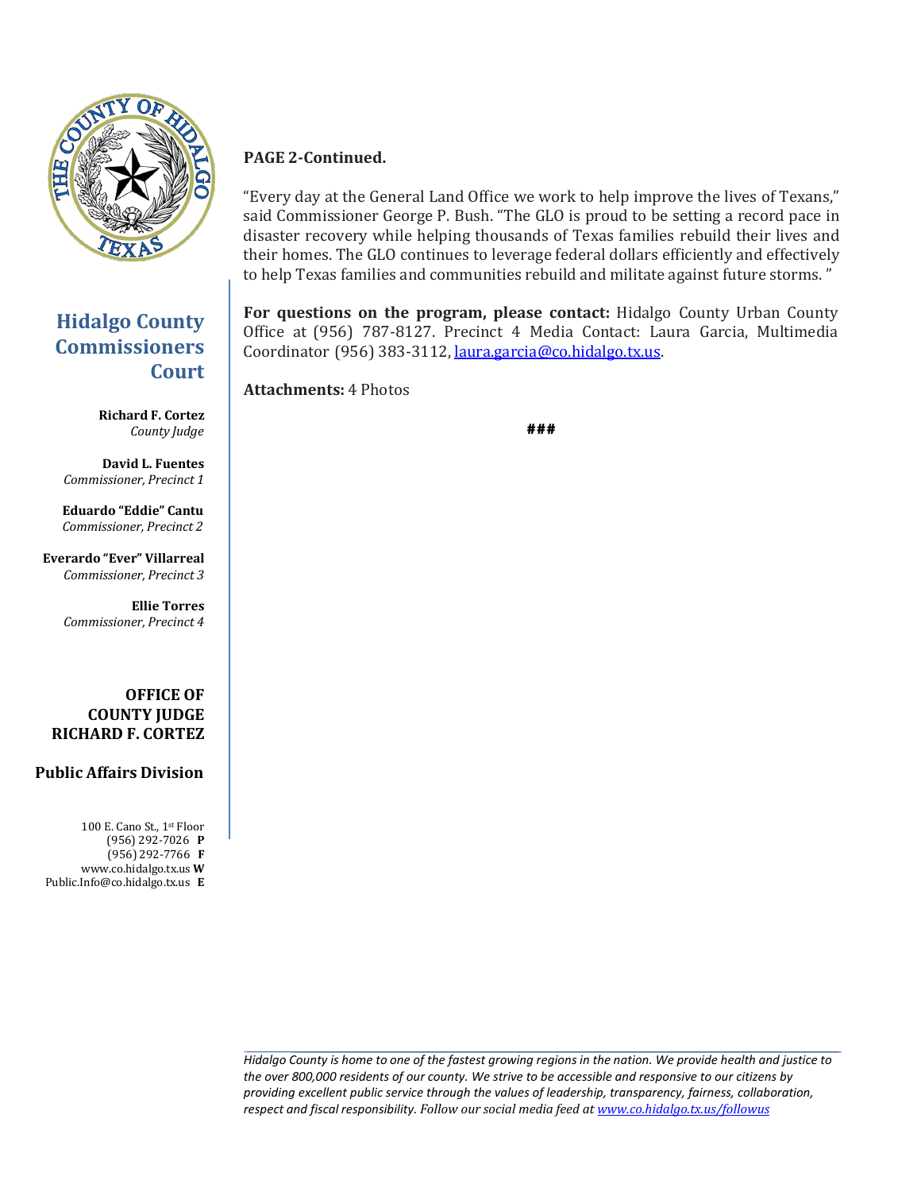**PAGE 2-Continued.**

"Every day at the General Land Office we work to help improve the lives of Texans," said Commissioner George P. Bush. "The GLO is proud to be setting a record pace in disaster recovery while helping thousands of Texas families rebuild their lives and their homes. The GLO continues to leverage federal dollars efficiently and effectively to help Texas families and communities rebuild and militate against future storms. "

**For questions on the program, please contact:** Hidalgo County Urban County Office at (956) 787-8127. Precinct 4 Media Contact: Laura Garcia, Multimedia Coordinator (956) 383-3112, laura.garcia@co.hidalgo.tx.us.

**Attachments:** 4 Photos

###

## Hidalgo County Commissioners Court

**Richard F. Cortez**
*County Judge*

**David L. Fuentes**
*Commissioner, Precinct 1*

**Eduardo "Eddie" Cantu**
*Commissioner, Precinct 2*

**Everardo "Ever" Villarreal**
*Commissioner, Precinct 3*

**Ellie Torres**
*Commissioner, Precinct 4*

**OFFICE OF COUNTY JUDGE RICHARD F. CORTEZ**

**Public Affairs Division**

100 E. Cano St., 1st Floor
(956) 292-7026 **P**
(956) 292-7766 **F**
www.co.hidalgo.tx.us **W**
Public.Info@co.hidalgo.tx.us **E**

*Hidalgo County is home to one of the fastest growing regions in the nation. We provide health and justice to the over 800,000 residents of our county. We strive to be accessible and responsive to our citizens by providing excellent public service through the values of leadership, transparency, fairness, collaboration, respect and fiscal responsibility. Follow our social media feed at www.co.hidalgo.tx.us/followus*